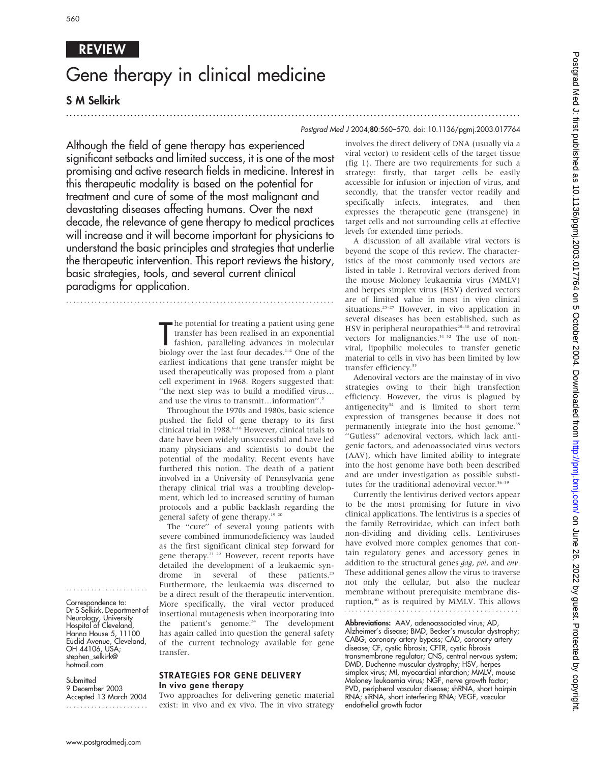REVIEW

# Gene therapy in clinical medicine

**S M Selkirk**

Postgrad Med J 2004;**80**:560–570. doi: 10.1136/pgmj.2003.017764

Although the field of gene therapy has experienced significant setbacks and limited success, it is one of the most promising and active research fields in medicine. Interest in this therapeutic modality is based on the potential for treatment and cure of some of the most malignant and devastating diseases affecting humans. Over the next decade, the relevance of gene therapy to medical practices will increase and it will become important for physicians to understand the basic principles and strategies that underlie the therapeutic intervention. This report reviews the history, basic strategies, tools, and several current clinical paradigms for application.

The potential for treating a patient using gene transfer has been realised in an exponential fashion, paralleling advances in molecular biology over the last four decades.[1–4] One of the earliest indications that gene transfer might be used therapeutically was proposed from a plant cell experiment in 1968. Rogers suggested that: "the next step was to build a modified virus… and use the virus to transmit…information".[5]

Throughout the 1970s and 1980s, basic science pushed the field of gene therapy to its first clinical trial in 1988.[6–18] However, clinical trials to date have been widely unsuccessful and have led many physicians and scientists to doubt the potential of the modality. Recent events have furthered this notion. The death of a patient involved in a University of Pennsylvania gene therapy clinical trial was a troubling development, which led to increased scrutiny of human protocols and a public backlash regarding the general safety of gene therapy.[19 20]

The "cure" of several young patients with severe combined immunodeficiency was lauded as the first significant clinical step forward for gene therapy.[21 22] However, recent reports have detailed the development of a leukaemic syndrome in several of these patients.[23] Furthermore, the leukaemia was discerned to be a direct result of the therapeutic intervention. More specifically, the viral vector produced insertional mutagenesis when incorporating into the patient's genome.[24] The development has again called into question the general safety of the current technology available for gene transfer.

## STRATEGIES FOR GENE DELIVERY

### In vivo gene therapy

Two approaches for delivering genetic material exist: in vivo and ex vivo. The in vivo strategy involves the direct delivery of DNA (usually via a viral vector) to resident cells of the target tissue (fig 1). There are two requirements for such a strategy: firstly, that target cells be easily accessible for infusion or injection of virus, and secondly, that the transfer vector readily and specifically infects, integrates, and then expresses the therapeutic gene (transgene) in target cells and not surrounding cells at effective levels for extended time periods.

A discussion of all available viral vectors is beyond the scope of this review. The characteristics of the most commonly used vectors are listed in table 1. Retroviral vectors derived from the mouse Moloney leukaemia virus (MMLV) and herpes simplex virus (HSV) derived vectors are of limited value in most in vivo clinical situations.[25–27] However, in vivo application in several diseases has been established, such as HSV in peripheral neuropathies[28–30] and retroviral vectors for malignancies.[31 32] The use of non-viral, lipophilic molecules to transfer genetic material to cells in vivo has been limited by low transfer efficiency.[33]

Adenoviral vectors are the mainstay of in vivo strategies owing to their high transfection efficiency. However, the virus is plagued by antigenecity[34] and is limited to short term expression of transgenes because it does not permanently integrate into the host genome.[35] "Gutless" adenoviral vectors, which lack antigenic factors, and adenoassociated virus vectors (AAV), which have limited ability to integrate into the host genome have both been described and are under investigation as possible substitutes for the traditional adenoviral vector.[36–39]

Currently the lentivirus derived vectors appear to be the most promising for future in vivo clinical applications. The lentivirus is a species of the family Retroviridae, which can infect both non-dividing and dividing cells. Lentiviruses have evolved more complex genomes that contain regulatory genes and accessory genes in addition to the structural genes *gag*, *pol*, and *env*. These additional genes allow the virus to traverse not only the cellular, but also the nuclear membrane without prerequisite membrane disruption,[40] as is required by MMLV. This allows

Correspondence to: Dr S Selkirk, Department of Neurology, University Hospital of Cleveland, Hanna House 5, 11100 Euclid Avenue, Cleveland, OH 44106, USA; stephen_selkirk@hotmail.com

Submitted 9 December 2003
Accepted 13 March 2004

**Abbreviations:** AAV, adenoassociated virus; AD, Alzheimer's disease; BMD, Becker's muscular dystrophy; CABG, coronary artery bypass; CAD, coronary artery disease; CF, cystic fibrosis; CFTR, cystic fibrosis transmembrane regulator; CNS, central nervous system; DMD, Duchenne muscular dystrophy; HSV, herpes simplex virus; MI, myocardial infarction; MMLV, mouse Moloney leukaemia virus; NGF, nerve growth factor; PVD, peripheral vascular disease; shRNA, short hairpin RNA; siRNA, short interfering RNA; VEGF, vascular endothelial growth factor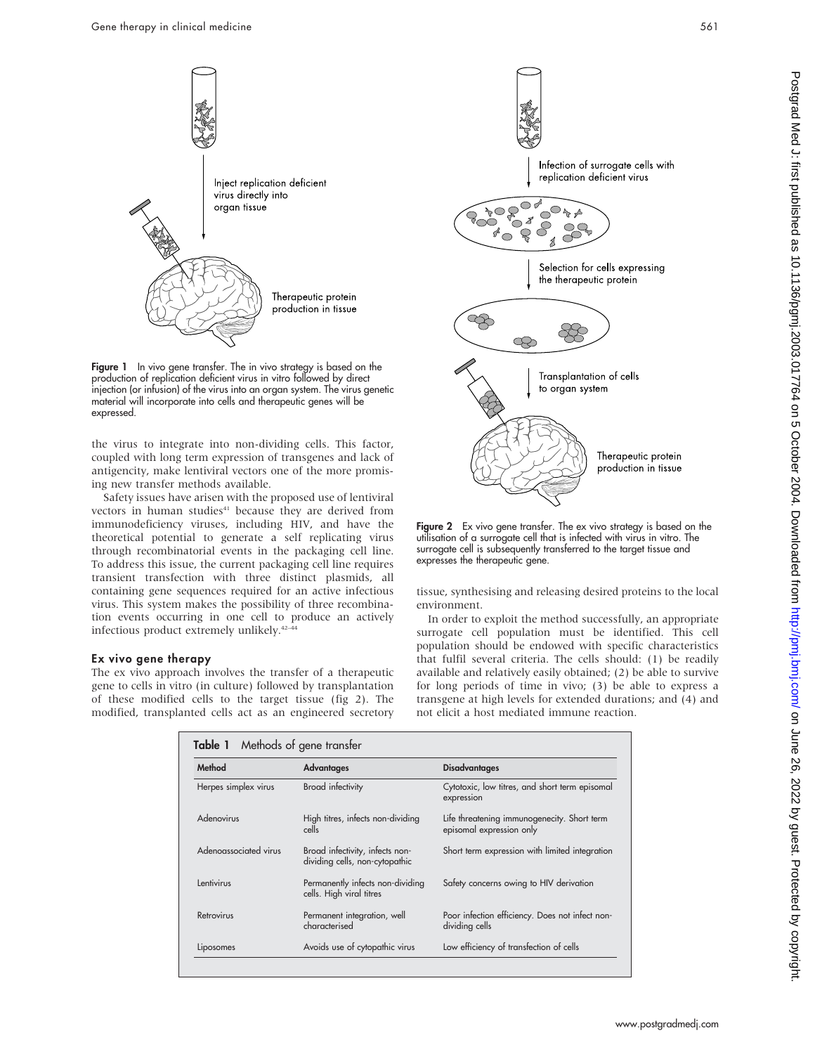Figure 1 In vivo gene transfer. The in vivo strategy is based on the production of replication deficient virus in vitro followed by direct injection (or infusion) of the virus into an organ system. The virus genetic material will incorporate into cells and therapeutic genes will be expressed.

the virus to integrate into non-dividing cells. This factor, coupled with long term expression of transgenes and lack of antigencity, make lentiviral vectors one of the more promising new transfer methods available.

Safety issues have arisen with the proposed use of lentiviral vectors in human studies[41] because they are derived from immunodeficiency viruses, including HIV, and have the theoretical potential to generate a self replicating virus through recombinatorial events in the packaging cell line. To address this issue, the current packaging cell line requires transient transfection with three distinct plasmids, all containing gene sequences required for an active infectious virus. This system makes the possibility of three recombination events occurring in one cell to produce an actively infectious product extremely unlikely.[42–44]

### Ex vivo gene therapy

The ex vivo approach involves the transfer of a therapeutic gene to cells in vitro (in culture) followed by transplantation of these modified cells to the target tissue (fig 2). The modified, transplanted cells act as an engineered secretory tissue, synthesising and releasing desired proteins to the local environment.

Figure 2 Ex vivo gene transfer. The ex vivo strategy is based on the utilisation of a surrogate cell that is infected with virus in vitro. The surrogate cell is subsequently transferred to the target tissue and expresses the therapeutic gene.

In order to exploit the method successfully, an appropriate surrogate cell population must be identified. This cell population should be endowed with specific characteristics that fulfil several criteria. The cells should: (1) be readily available and relatively easily obtained; (2) be able to survive for long periods of time in vivo; (3) be able to express a transgene at high levels for extended durations; and (4) and not elicit a host mediated immune reaction.

**Table 1** Methods of gene transfer

| Method | Advantages | Disadvantages |
|---|---|---|
| Herpes simplex virus | Broad infectivity | Cytotoxic, low titres, and short term episomal expression |
| Adenovirus | High titres, infects non-dividing cells | Life threatening immunogenecity. Short term episomal expression only |
| Adenoassociated virus | Broad infectivity, infects non-dividing cells, non-cytopathic | Short term expression with limited integration |
| Lentivirus | Permanently infects non-dividing cells. High viral titres | Safety concerns owing to HIV derivation |
| Retrovirus | Permanent integration, well characterised | Poor infection efficiency. Does not infect non-dividing cells |
| Liposomes | Avoids use of cytopathic virus | Low efficiency of transfection of cells |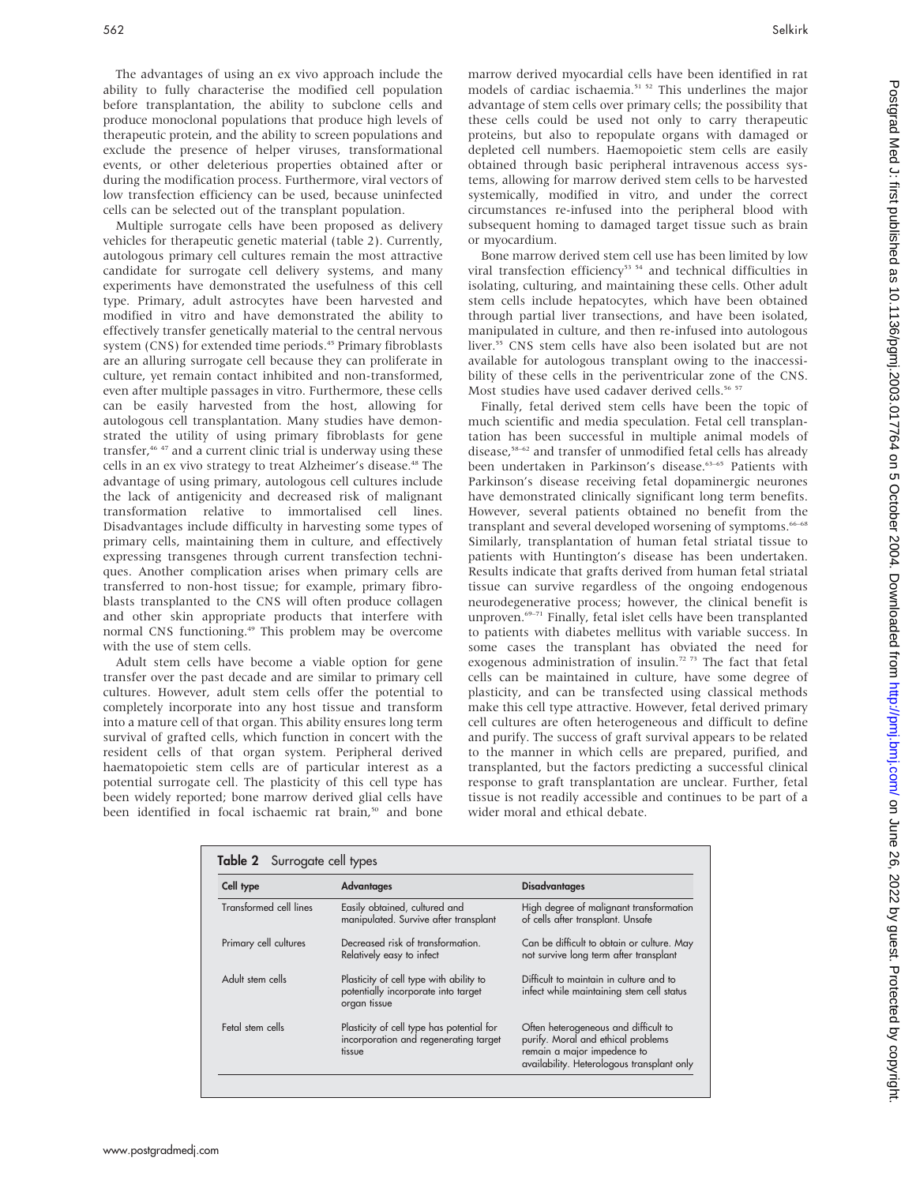The advantages of using an ex vivo approach include the ability to fully characterise the modified cell population before transplantation, the ability to subclone cells and produce monoclonal populations that produce high levels of therapeutic protein, and the ability to screen populations and exclude the presence of helper viruses, transformational events, or other deleterious properties obtained after or during the modification process. Furthermore, viral vectors of low transfection efficiency can be used, because uninfected cells can be selected out of the transplant population.

Multiple surrogate cells have been proposed as delivery vehicles for therapeutic genetic material (table 2). Currently, autologous primary cell cultures remain the most attractive candidate for surrogate cell delivery systems, and many experiments have demonstrated the usefulness of this cell type. Primary, adult astrocytes have been harvested and modified in vitro and have demonstrated the ability to effectively transfer genetically material to the central nervous system (CNS) for extended time periods.[45] Primary fibroblasts are an alluring surrogate cell because they can proliferate in culture, yet remain contact inhibited and non-transformed, even after multiple passages in vitro. Furthermore, these cells can be easily harvested from the host, allowing for autologous cell transplantation. Many studies have demonstrated the utility of using primary fibroblasts for gene transfer,[46 47] and a current clinic trial is underway using these cells in an ex vivo strategy to treat Alzheimer's disease.[48] The advantage of using primary, autologous cell cultures include the lack of antigenicity and decreased risk of malignant transformation relative to immortalised cell lines. Disadvantages include difficulty in harvesting some types of primary cells, maintaining them in culture, and effectively expressing transgenes through current transfection techniques. Another complication arises when primary cells are transferred to non-host tissue; for example, primary fibroblasts transplanted to the CNS will often produce collagen and other skin appropriate products that interfere with normal CNS functioning.[49] This problem may be overcome with the use of stem cells.

Adult stem cells have become a viable option for gene transfer over the past decade and are similar to primary cell cultures. However, adult stem cells offer the potential to completely incorporate into any host tissue and transform into a mature cell of that organ. This ability ensures long term survival of grafted cells, which function in concert with the resident cells of that organ system. Peripheral derived haematopoietic stem cells are of particular interest as a potential surrogate cell. The plasticity of this cell type has been widely reported; bone marrow derived glial cells have been identified in focal ischaemic rat brain,[50] and bone marrow derived myocardial cells have been identified in rat models of cardiac ischaemia.[51 52] This underlines the major advantage of stem cells over primary cells; the possibility that these cells could be used not only to carry therapeutic proteins, but also to repopulate organs with damaged or depleted cell numbers. Haemopoietic stem cells are easily obtained through basic peripheral intravenous access systems, allowing for marrow derived stem cells to be harvested systemically, modified in vitro, and under the correct circumstances re-infused into the peripheral blood with subsequent homing to damaged target tissue such as brain or myocardium.

Bone marrow derived stem cell use has been limited by low viral transfection efficiency[53 54] and technical difficulties in isolating, culturing, and maintaining these cells. Other adult stem cells include hepatocytes, which have been obtained through partial liver transections, and have been isolated, manipulated in culture, and then re-infused into autologous liver.[55] CNS stem cells have also been isolated but are not available for autologous transplant owing to the inaccessibility of these cells in the periventricular zone of the CNS. Most studies have used cadaver derived cells.[56 57]

Finally, fetal derived stem cells have been the topic of much scientific and media speculation. Fetal cell transplantation has been successful in multiple animal models of disease,[58–62] and transfer of unmodified fetal cells has already been undertaken in Parkinson's disease.[63–65] Patients with Parkinson's disease receiving fetal dopaminergic neurones have demonstrated clinically significant long term benefits. However, several patients obtained no benefit from the transplant and several developed worsening of symptoms.[66–68] Similarly, transplantation of human fetal striatal tissue to patients with Huntington's disease has been undertaken. Results indicate that grafts derived from human fetal striatal tissue can survive regardless of the ongoing endogenous neurodegenerative process; however, the clinical benefit is unproven.[69–71] Finally, fetal islet cells have been transplanted to patients with diabetes mellitus with variable success. In some cases the transplant has obviated the need for exogenous administration of insulin.[72 73] The fact that fetal cells can be maintained in culture, have some degree of plasticity, and can be transfected using classical methods make this cell type attractive. However, fetal derived primary cell cultures are often heterogeneous and difficult to define and purify. The success of graft survival appears to be related to the manner in which cells are prepared, purified, and transplanted, but the factors predicting a successful clinical response to graft transplantation are unclear. Further, fetal tissue is not readily accessible and continues to be part of a wider moral and ethical debate.

**Table 2** Surrogate cell types

| Cell type | Advantages | Disadvantages |
|---|---|---|
| Transformed cell lines | Easily obtained, cultured and manipulated. Survive after transplant | High degree of malignant transformation of cells after transplant. Unsafe |
| Primary cell cultures | Decreased risk of transformation. Relatively easy to infect | Can be difficult to obtain or culture. May not survive long term after transplant |
| Adult stem cells | Plasticity of cell type with ability to potentially incorporate into target organ tissue | Difficult to maintain in culture and to infect while maintaining stem cell status |
| Fetal stem cells | Plasticity of cell type has potential for incorporation and regenerating target tissue | Often heterogeneous and difficult to purify. Moral and ethical problems remain a major impedence to availability. Heterologous transplant only |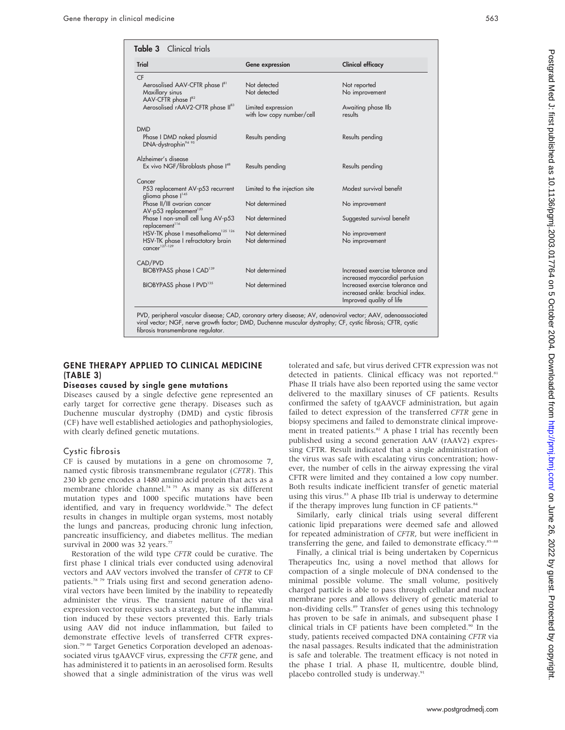**Table 3** Clinical trials

| Trial | Gene expression | Clinical efficacy |
|---|---|---|
| CF | | |
| Aerosolised AAV-CFTR phase I[81] | Not detected | Not reported |
| Maxillary sinus AAV-CFTR phase I[82] | Not detected | No improvement |
| Aerosolised rAAV2-CFTR phase II[83] | Limited expression with low copy number/cell | Awaiting phase IIb results |
| DMD | | |
| Phase I DMD naked plasmid DNA-dystrophin[94 95] | Results pending | Results pending |
| Alzheimer's disease | | |
| Ex vivo NGF/fibroblasts phase I[48] | Results pending | Results pending |
| Cancer | | |
| P53 replacement AV-p53 recurrent glioma phase I[145] | Limited to the injection site | Modest survival benefit |
| Phase II/III ovarian cancer AV-p53 replacement[120] | Not determined | No improvement |
| Phase I non-small cell lung AV-p53 replacement[116] | Not determined | Suggested survival benefit |
| HSV-TK phase I mesothelioma[125 126] | Not determined | No improvement |
| HSV-TK phase I refractotory brain cancer[127–129] | Not determined | No improvement |
| CAD/PVD | | |
| BIOBYPASS phase I CAD[139] | Not determined | Increased exercise tolerance and increased myocardial perfusion |
| BIOBYPASS phase I PVD[135] | Not determined | Increased exercise tolerance and increased ankle: brachial index. Improved quality of life |

PVD, peripheral vascular disease; CAD, coronary artery disease; AV, adenoviral vector; AAV, adenoassociated viral vector; NGF, nerve growth factor; DMD, Duchenne muscular dystrophy; CF, cystic fibrosis; CFTR, cystic fibrosis transmembrane regulator.

## GENE THERAPY APPLIED TO CLINICAL MEDICINE (TABLE 3)

### Diseases caused by single gene mutations

Diseases caused by a single defective gene represented an early target for corrective gene therapy. Diseases such as Duchenne muscular dystrophy (DMD) and cystic fibrosis (CF) have well established aetiologies and pathophysiologies, with clearly defined genetic mutations.

### Cystic fibrosis

CF is caused by mutations in a gene on chromosome 7, named cystic fibrosis transmembrane regulator (*CFTR*). This 230 kb gene encodes a 1480 amino acid protein that acts as a membrane chloride channel.[74 75] As many as six different mutation types and 1000 specific mutations have been identified, and vary in frequency worldwide.[76] The defect results in changes in multiple organ systems, most notably the lungs and pancreas, producing chronic lung infection, pancreatic insufficiency, and diabetes mellitus. The median survival in 2000 was 32 years.[77]

Restoration of the wild type *CFTR* could be curative. The first phase I clinical trials ever conducted using adenoviral vectors and AAV vectors involved the transfer of *CFTR* to CF patients.[78 79] Trials using first and second generation adenoviral vectors have been limited by the inability to repeatedly administer the virus. The transient nature of the viral expression vector requires such a strategy, but the inflammation induced by these vectors prevented this. Early trials using AAV did not induce inflammation, but failed to demonstrate effective levels of transferred CFTR expression.[79 80] Target Genetics Corporation developed an adenoassociated virus tgAAVCF virus, expressing the *CFTR* gene, and has administered it to patients in an aerosolised form. Results showed that a single administration of the virus was well tolerated and safe, but virus derived CFTR expression was not detected in patients. Clinical efficacy was not reported.[81] Phase II trials have also been reported using the same vector delivered to the maxillary sinuses of CF patients. Results confirmed the safety of tgAAVCF administration, but again failed to detect expression of the transferred *CFTR* gene in biopsy specimens and failed to demonstrate clinical improvement in treated patients.[82] A phase I trial has recently been published using a second generation AAV (rAAV2) expressing CFTR. Result indicated that a single administration of the virus was safe with escalating virus concentration; however, the number of cells in the airway expressing the viral CFTR were limited and they contained a low copy number. Both results indicate inefficient transfer of genetic material using this virus.[83] A phase IIb trial is underway to determine if the therapy improves lung function in CF patients.[84]

Similarly, early clinical trials using several different cationic lipid preparations were deemed safe and allowed for repeated administration of *CFTR*, but were inefficient in transferring the gene, and failed to demonstrate efficacy.[85–88]

Finally, a clinical trial is being undertaken by Copernicus Therapeutics Inc, using a novel method that allows for compaction of a single molecule of DNA condensed to the minimal possible volume. The small volume, positively charged particle is able to pass through cellular and nuclear membrane pores and allows delivery of genetic material to non-dividing cells.[89] Transfer of genes using this technology has proven to be safe in animals, and subsequent phase I clinical trials in CF patients have been completed.[90] In the study, patients received compacted DNA containing *CFTR* via the nasal passages. Results indicated that the administration is safe and tolerable. The treatment efficacy is not noted in the phase I trial. A phase II, multicentre, double blind, placebo controlled study is underway.[91]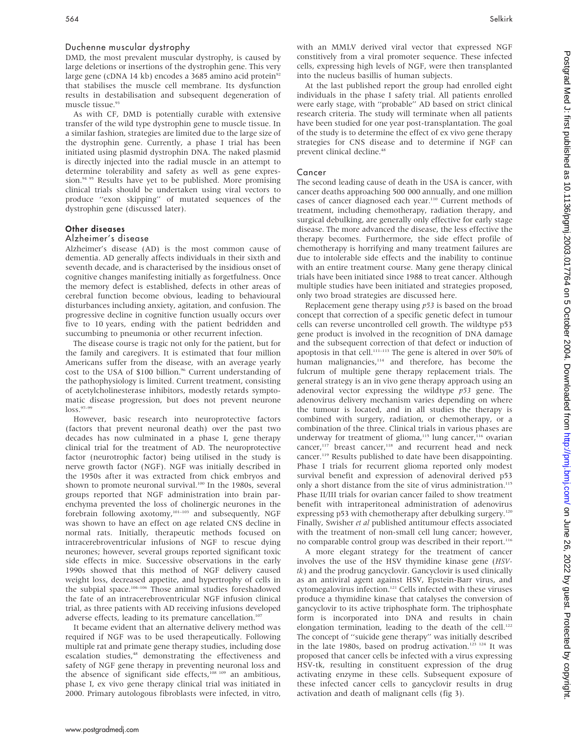### Duchenne muscular dystrophy

DMD, the most prevalent muscular dystrophy, is caused by large deletions or insertions of the dystrophin gene. This very large gene (cDNA 14 kb) encodes a 3685 amino acid protein[92] that stabilises the muscle cell membrane. Its dysfunction results in destabilisation and subsequent degeneration of muscle tissue.[93]

As with CF, DMD is potentially curable with extensive transfer of the wild type dystrophin gene to muscle tissue. In a similar fashion, strategies are limited due to the large size of the dystrophin gene. Currently, a phase I trial has been initiated using plasmid dystrophin DNA. The naked plasmid is directly injected into the radial muscle in an attempt to determine tolerability and safety as well as gene expression.[94 95] Results have yet to be published. More promising clinical trials should be undertaken using viral vectors to produce "exon skipping" of mutated sequences of the dystrophin gene (discussed later).

## Other diseases

### Alzheimer's disease

Alzheimer's disease (AD) is the most common cause of dementia. AD generally affects individuals in their sixth and seventh decade, and is characterised by the insidious onset of cognitive changes manifesting initially as forgetfulness. Once the memory defect is established, defects in other areas of cerebral function become obvious, leading to behavioural disturbances including anxiety, agitation, and confusion. The progressive decline in cognitive function usually occurs over five to 10 years, ending with the patient bedridden and succumbing to pneumonia or other recurrent infection.

The disease course is tragic not only for the patient, but for the family and caregivers. It is estimated that four million Americans suffer from the disease, with an average yearly cost to the USA of $100 billion.[96] Current understanding of the pathophysiology is limited. Current treatment, consisting of acetylcholinesterase inhibitors, modestly retards symptomatic disease progression, but does not prevent neurone loss.[97–99]

However, basic research into neuroprotective factors (factors that prevent neuronal death) over the past two decades has now culminated in a phase I, gene therapy clinical trial for the treatment of AD. The neuroprotective factor (neurotrophic factor) being utilised in the study is nerve growth factor (NGF). NGF was initially described in the 1950s after it was extracted from chick embryos and shown to promote neuronal survival.[100] In the 1980s, several groups reported that NGF administration into brain parenchyma prevented the loss of cholinergic neurones in the forebrain following axotomy,[101–103] and subsequently, NGF was shown to have an effect on age related CNS decline in normal rats. Initially, therapeutic methods focused on intracerebroventricular infusions of NGF to rescue dying neurones; however, several groups reported significant toxic side effects in mice. Successive observations in the early 1990s showed that this method of NGF delivery caused weight loss, decreased appetite, and hypertrophy of cells in the subpial space.[104–106] Those animal studies foreshadowed the fate of an intracerebroventricular NGF infusion clinical trial, as three patients with AD receiving infusions developed adverse effects, leading to its premature cancellation.[107]

It became evident that an alternative delivery method was required if NGF was to be used therapeutically. Following multiple rat and primate gene therapy studies, including dose escalation studies,[48] demonstrating the effectiveness and safety of NGF gene therapy in preventing neuronal loss and the absence of significant side effects,[108 109] an ambitious, phase I, ex vivo gene therapy clinical trial was initiated in 2000. Primary autologous fibroblasts were infected, in vitro, with an MMLV derived viral vector that expressed NGF constitively from a viral promoter sequence. These infected cells, expressing high levels of NGF, were then transplanted into the nucleus basillis of human subjects.

At the last published report the group had enrolled eight individuals in the phase I safety trial. All patients enrolled were early stage, with "probable" AD based on strict clinical research criteria. The study will terminate when all patients have been studied for one year post-transplantation. The goal of the study is to determine the effect of ex vivo gene therapy strategies for CNS disease and to determine if NGF can prevent clinical decline.[48]

### Cancer

The second leading cause of death in the USA is cancer, with cancer deaths approaching 500 000 annually, and one million cases of cancer diagnosed each year.[110] Current methods of treatment, including chemotherapy, radiation therapy, and surgical debulking, are generally only effective for early stage disease. The more advanced the disease, the less effective the therapy becomes. Furthermore, the side effect profile of chemotherapy is horrifying and many treatment failures are due to intolerable side effects and the inability to continue with an entire treatment course. Many gene therapy clinical trials have been initiated since 1988 to treat cancer. Although multiple studies have been initiated and strategies proposed, only two broad strategies are discussed here.

Replacement gene therapy using *p53* is based on the broad concept that correction of a specific genetic defect in tumour cells can reverse uncontrolled cell growth. The wildtype p53 gene product is involved in the recognition of DNA damage and the subsequent correction of that defect or induction of apoptosis in that cell.[111–113] The gene is altered in over 50% of human malignancies,[114] and therefore, has become the fulcrum of multiple gene therapy replacement trials. The general strategy is an in vivo gene therapy approach using an adenoviral vector expressing the wildtype *p53* gene. The adenovirus delivery mechanism varies depending on where the tumour is located, and in all studies the therapy is combined with surgery, radiation, or chemotherapy, or a combination of the three. Clinical trials in various phases are underway for treatment of glioma,[115] lung cancer,[116] ovarian cancer,[117] breast cancer,[118] and recurrent head and neck cancer.[119] Results published to date have been disappointing. Phase I trials for recurrent glioma reported only modest survival benefit and expression of adenoviral derived p53 only a short distance from the site of virus administration.[115] Phase II/III trials for ovarian cancer failed to show treatment benefit with intraperitoneal administration of adenovirus expressing p53 with chemotherapy after debulking surgery.[120] Finally, Swisher *et al* published antitumour effects associated with the treatment of non-small cell lung cancer; however, no comparable control group was described in their report.[116]

A more elegant strategy for the treatment of cancer involves the use of the HSV thymidine kinase gene (*HSV-tk*) and the prodrug gancyclovir. Gancyclovir is used clinically as an antiviral agent against HSV, Epstein-Barr virus, and cytomegalovirus infection.[121] Cells infected with these viruses produce a thymidine kinase that catalyses the conversion of gancyclovir to its active triphosphate form. The triphosphate form is incorporated into DNA and results in chain elongation termination, leading to the death of the cell.[122] The concept of "suicide gene therapy" was initially described in the late 1980s, based on prodrug activation.[123 124] It was proposed that cancer cells be infected with a virus expressing HSV-tk, resulting in constituent expression of the drug activating enzyme in these cells. Subsequent exposure of these infected cancer cells to gancyclovir results in drug activation and death of malignant cells (fig 3).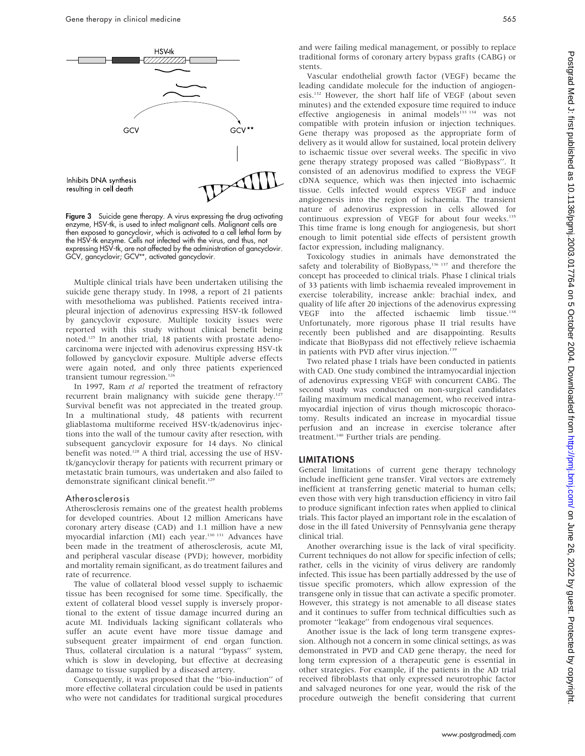HSV-tk

GCV

GCV**

Inhibits DNA synthesis resulting in cell death

**Figure 3** Suicide gene therapy. A virus expressing the drug activating enzyme, HSV-tk, is used to infect malignant cells. Malignant cells are then exposed to gancyclovir, which is activated to a cell lethal form by the HSV-tk enzyme. Cells not infected with the virus, and thus, not expressing HSV-tk, are not affected by the administration of gancyclovir. GCV, gancyclovir; GCV**, activated gancyclovir.

Multiple clinical trials have been undertaken utilising the suicide gene therapy study. In 1998, a report of 21 patients with mesothelioma was published. Patients received intrapleural injection of adenovirus expressing HSV-tk followed by gancyclovir exposure. Multiple toxicity issues were reported with this study without clinical benefit being noted.[125] In another trial, 18 patients with prostate adenocarcinoma were injected with adenovirus expressing HSV-tk followed by gancyclovir exposure. Multiple adverse effects were again noted, and only three patients experienced transient tumour regression.[126]

In 1997, Ram *et al* reported the treatment of refractory recurrent brain malignancy with suicide gene therapy.[127] Survival benefit was not appreciated in the treated group. In a multinational study, 48 patients with recurrent gliablastoma multiforme received HSV-tk/adenovirus injections into the wall of the tumour cavity after resection, with subsequent gancyclovir exposure for 14 days. No clinical benefit was noted.[128] A third trial, accessing the use of HSV-tk/gancyclovir therapy for patients with recurrent primary or metastatic brain tumours, was undertaken and also failed to demonstrate significant clinical benefit.[129]

### Atherosclerosis

Atherosclerosis remains one of the greatest health problems for developed countries. About 12 million Americans have coronary artery disease (CAD) and 1.1 million have a new myocardial infarction (MI) each year.[130 131] Advances have been made in the treatment of atherosclerosis, acute MI, and peripheral vascular disease (PVD); however, morbidity and mortality remain significant, as do treatment failures and rate of recurrence.

The value of collateral blood vessel supply to ischaemic tissue has been recognised for some time. Specifically, the extent of collateral blood vessel supply is inversely proportional to the extent of tissue damage incurred during an acute MI. Individuals lacking significant collaterals who suffer an acute event have more tissue damage and subsequent greater impairment of end organ function. Thus, collateral circulation is a natural "bypass" system, which is slow in developing, but effective at decreasing damage to tissue supplied by a diseased artery.

Consequently, it was proposed that the "bio-induction" of more effective collateral circulation could be used in patients who were not candidates for traditional surgical procedures and were failing medical management, or possibly to replace traditional forms of coronary artery bypass grafts (CABG) or stents.

Vascular endothelial growth factor (VEGF) became the leading candidate molecule for the induction of angiogenesis.[132] However, the short half life of VEGF (about seven minutes) and the extended exposure time required to induce effective angiogenesis in animal models[133 134] was not compatible with protein infusion or injection techniques. Gene therapy was proposed as the appropriate form of delivery as it would allow for sustained, local protein delivery to ischaemic tissue over several weeks. The specific in vivo gene therapy strategy proposed was called "BioBypass". It consisted of an adenovirus modified to express the VEGF cDNA sequence, which was then injected into ischaemic tissue. Cells infected would express VEGF and induce angiogenesis into the region of ischaemia. The transient nature of adenovirus expression in cells allowed for continuous expression of VEGF for about four weeks.[135] This time frame is long enough for angiogenesis, but short enough to limit potential side effects of persistent growth factor expression, including malignancy.

Toxicology studies in animals have demonstrated the safety and tolerability of BioBypass,[136 137] and therefore the concept has proceeded to clinical trials. Phase I clinical trials of 33 patients with limb ischaemia revealed improvement in exercise tolerability, increase ankle: brachial index, and quality of life after 20 injections of the adenovirus expressing VEGF into the affected ischaemic limb tissue.[138] Unfortunately, more rigorous phase II trial results have recently been published and are disappointing. Results indicate that BioBypass did not effectively relieve ischaemia in patients with PVD after virus injection.[139]

Two related phase I trials have been conducted in patients with CAD. One study combined the intramyocardial injection of adenovirus expressing VEGF with concurrent CABG. The second study was conducted on non-surgical candidates failing maximum medical management, who received intramyocardial injection of virus though microscopic thoracotomy. Results indicated an increase in myocardial tissue perfusion and an increase in exercise tolerance after treatment.[140] Further trials are pending.

## LIMITATIONS

General limitations of current gene therapy technology include inefficient gene transfer. Viral vectors are extremely inefficient at transferring genetic material to human cells; even those with very high transduction efficiency in vitro fail to produce significant infection rates when applied to clinical trials. This factor played an important role in the escalation of dose in the ill fated University of Pennsylvania gene therapy clinical trial.

Another overarching issue is the lack of viral specificity. Current techniques do not allow for specific infection of cells; rather, cells in the vicinity of virus delivery are randomly infected. This issue has been partially addressed by the use of tissue specific promoters, which allow expression of the transgene only in tissue that can activate a specific promoter. However, this strategy is not amenable to all disease states and it continues to suffer from technical difficulties such as promoter "leakage" from endogenous viral sequences.

Another issue is the lack of long term transgene expression. Although not a concern in some clinical settings, as was demonstrated in PVD and CAD gene therapy, the need for long term expression of a therapeutic gene is essential in other strategies. For example, if the patients in the AD trial received fibroblasts that only expressed neurotrophic factor and salvaged neurones for one year, would the risk of the procedure outweigh the benefit considering that current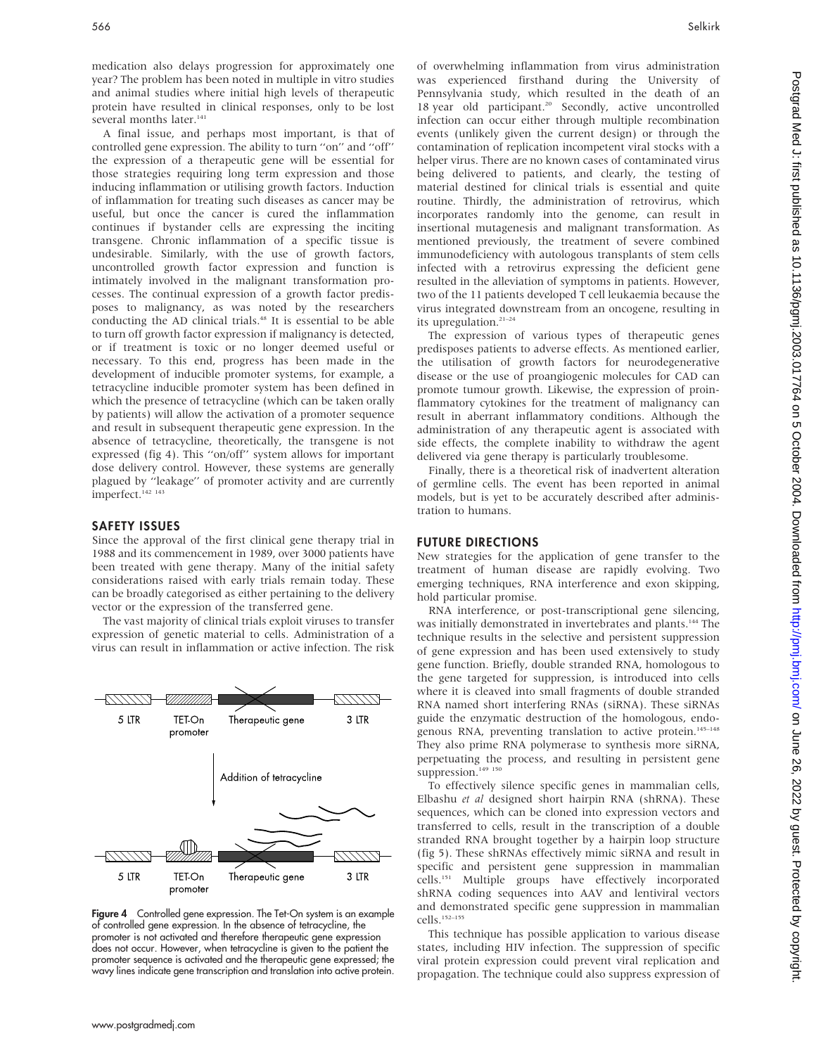medication also delays progression for approximately one year? The problem has been noted in multiple in vitro studies and animal studies where initial high levels of therapeutic protein have resulted in clinical responses, only to be lost several months later.[141]

A final issue, and perhaps most important, is that of controlled gene expression. The ability to turn "on" and "off" the expression of a therapeutic gene will be essential for those strategies requiring long term expression and those inducing inflammation or utilising growth factors. Induction of inflammation for treating such diseases as cancer may be useful, but once the cancer is cured the inflammation continues if bystander cells are expressing the inciting transgene. Chronic inflammation of a specific tissue is undesirable. Similarly, with the use of growth factors, uncontrolled growth factor expression and function is intimately involved in the malignant transformation processes. The continual expression of a growth factor predisposes to malignancy, as was noted by the researchers conducting the AD clinical trials.[48] It is essential to be able to turn off growth factor expression if malignancy is detected, or if treatment is toxic or no longer deemed useful or necessary. To this end, progress has been made in the development of inducible promoter systems, for example, a tetracycline inducible promoter system has been defined in which the presence of tetracycline (which can be taken orally by patients) will allow the activation of a promoter sequence and result in subsequent therapeutic gene expression. In the absence of tetracycline, theoretically, the transgene is not expressed (fig 4). This "on/off" system allows for important dose delivery control. However, these systems are generally plagued by "leakage" of promoter activity and are currently imperfect.[142 143]

## SAFETY ISSUES

Since the approval of the first clinical gene therapy trial in 1988 and its commencement in 1989, over 3000 patients have been treated with gene therapy. Many of the initial safety considerations raised with early trials remain today. These can be broadly categorised as either pertaining to the delivery vector or the expression of the transferred gene.

The vast majority of clinical trials exploit viruses to transfer expression of genetic material to cells. Administration of a virus can result in inflammation or active infection. The risk of overwhelming inflammation from virus administration was experienced firsthand during the University of Pennsylvania study, which resulted in the death of an 18 year old participant.[20] Secondly, active uncontrolled infection can occur either through multiple recombination events (unlikely given the current design) or through the contamination of replication incompetent viral stocks with a helper virus. There are no known cases of contaminated virus being delivered to patients, and clearly, the testing of material destined for clinical trials is essential and quite routine. Thirdly, the administration of retrovirus, which incorporates randomly into the genome, can result in insertional mutagenesis and malignant transformation. As mentioned previously, the treatment of severe combined immunodeficiency with autologous transplants of stem cells infected with a retrovirus expressing the deficient gene resulted in the alleviation of symptoms in patients. However, two of the 11 patients developed T cell leukaemia because the virus integrated downstream from an oncogene, resulting in its upregulation.[21–24]

The expression of various types of therapeutic genes predisposes patients to adverse effects. As mentioned earlier, the utilisation of growth factors for neurodegenerative disease or the use of proangiogenic molecules for CAD can promote tumour growth. Likewise, the expression of proinflammatory cytokines for the treatment of malignancy can result in aberrant inflammatory conditions. Although the administration of any therapeutic agent is associated with side effects, the complete inability to withdraw the agent delivered via gene therapy is particularly troublesome.

Finally, there is a theoretical risk of inadvertent alteration of germline cells. The event has been reported in animal models, but is yet to be accurately described after administration to humans.

5 LTR
TET-On promoter
Therapeutic gene
3 LTR
Addition of tetracycline
5 LTR
TET-On promoter
Therapeutic gene
3 LTR

**Figure 4** Controlled gene expression. The Tet-On system is an example of controlled gene expression. In the absence of tetracycline, the promoter is not activated and therefore therapeutic gene expression does not occur. However, when tetracycline is given to the patient the promoter sequence is activated and the therapeutic gene expressed; the wavy lines indicate gene transcription and translation into active protein.

## FUTURE DIRECTIONS

New strategies for the application of gene transfer to the treatment of human disease are rapidly evolving. Two emerging techniques, RNA interference and exon skipping, hold particular promise.

RNA interference, or post-transcriptional gene silencing, was initially demonstrated in invertebrates and plants.[144] The technique results in the selective and persistent suppression of gene expression and has been used extensively to study gene function. Briefly, double stranded RNA, homologous to the gene targeted for suppression, is introduced into cells where it is cleaved into small fragments of double stranded RNA named short interfering RNAs (siRNA). These siRNAs guide the enzymatic destruction of the homologous, endogenous RNA, preventing translation to active protein.[145–148] They also prime RNA polymerase to synthesis more siRNA, perpetuating the process, and resulting in persistent gene suppression.[149 150]

To effectively silence specific genes in mammalian cells, Elbashu *et al* designed short hairpin RNA (shRNA). These sequences, which can be cloned into expression vectors and transferred to cells, result in the transcription of a double stranded RNA brought together by a hairpin loop structure (fig 5). These shRNAs effectively mimic siRNA and result in specific and persistent gene suppression in mammalian cells.[151] Multiple groups have effectively incorporated shRNA coding sequences into AAV and lentiviral vectors and demonstrated specific gene suppression in mammalian cells.[152–155]

This technique has possible application to various disease states, including HIV infection. The suppression of specific viral protein expression could prevent viral replication and propagation. The technique could also suppress expression of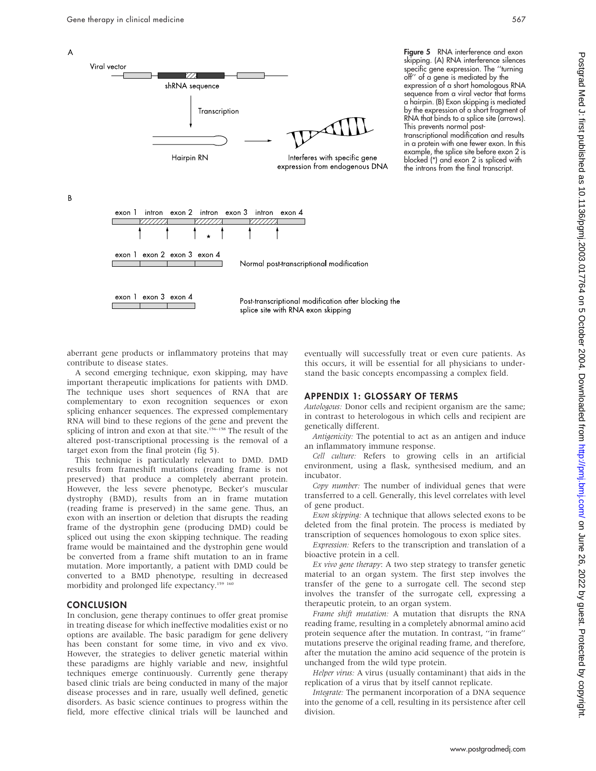Figure 5 RNA interference and exon skipping. (A) RNA interference silences specific gene expression. The "turning off" of a gene is mediated by the expression of a short homologous RNA sequence from a viral vector that forms a hairpin. (B) Exon skipping is mediated by the expression of a short fragment of RNA that binds to a splice site (arrows). This prevents normal post-transcriptional modification and results in a protein with one fewer exon. In this example, the splice site before exon 2 is blocked (*) and exon 2 is spliced with the introns from the final transcript.

aberrant gene products or inflammatory proteins that may contribute to disease states.

A second emerging technique, exon skipping, may have important therapeutic implications for patients with DMD. The technique uses short sequences of RNA that are complementary to exon recognition sequences or exon splicing enhancer sequences. The expressed complementary RNA will bind to these regions of the gene and prevent the splicing of intron and exon at that site.[156–158] The result of the altered post-transcriptional processing is the removal of a target exon from the final protein (fig 5).

This technique is particularly relevant to DMD. DMD results from frameshift mutations (reading frame is not preserved) that produce a completely aberrant protein. However, the less severe phenotype, Becker's muscular dystrophy (BMD), results from an in frame mutation (reading frame is preserved) in the same gene. Thus, an exon with an insertion or deletion that disrupts the reading frame of the dystrophin gene (producing DMD) could be spliced out using the exon skipping technique. The reading frame would be maintained and the dystrophin gene would be converted from a frame shift mutation to an in frame mutation. More importantly, a patient with DMD could be converted to a BMD phenotype, resulting in decreased morbidity and prolonged life expectancy.[159 160]

## CONCLUSION

In conclusion, gene therapy continues to offer great promise in treating disease for which ineffective modalities exist or no options are available. The basic paradigm for gene delivery has been constant for some time, in vivo and ex vivo. However, the strategies to deliver genetic material within these paradigms are highly variable and new, insightful techniques emerge continuously. Currently gene therapy based clinic trials are being conducted in many of the major disease processes and in rare, usually well defined, genetic disorders. As basic science continues to progress within the field, more effective clinical trials will be launched and eventually will successfully treat or even cure patients. As this occurs, it will be essential for all physicians to understand the basic concepts encompassing a complex field.

## APPENDIX 1: GLOSSARY OF TERMS

*Autologous:* Donor cells and recipient organism are the same; in contrast to heterologous in which cells and recipient are genetically different.

*Antigenicity:* The potential to act as an antigen and induce an inflammatory immune response.

*Cell culture:* Refers to growing cells in an artificial environment, using a flask, synthesised medium, and an incubator.

*Copy number:* The number of individual genes that were transferred to a cell. Generally, this level correlates with level of gene product.

*Exon skipping:* A technique that allows selected exons to be deleted from the final protein. The process is mediated by transcription of sequences homologous to exon splice sites.

*Expression:* Refers to the transcription and translation of a bioactive protein in a cell.

*Ex vivo gene therapy*: A two step strategy to transfer genetic material to an organ system. The first step involves the transfer of the gene to a surrogate cell. The second step involves the transfer of the surrogate cell, expressing a therapeutic protein, to an organ system.

*Frame shift mutation:* A mutation that disrupts the RNA reading frame, resulting in a completely abnormal amino acid protein sequence after the mutation. In contrast, "in frame" mutations preserve the original reading frame, and therefore, after the mutation the amino acid sequence of the protein is unchanged from the wild type protein.

*Helper virus:* A virus (usually contaminant) that aids in the replication of a virus that by itself cannot replicate.

*Integrate:* The permanent incorporation of a DNA sequence into the genome of a cell, resulting in its persistence after cell division.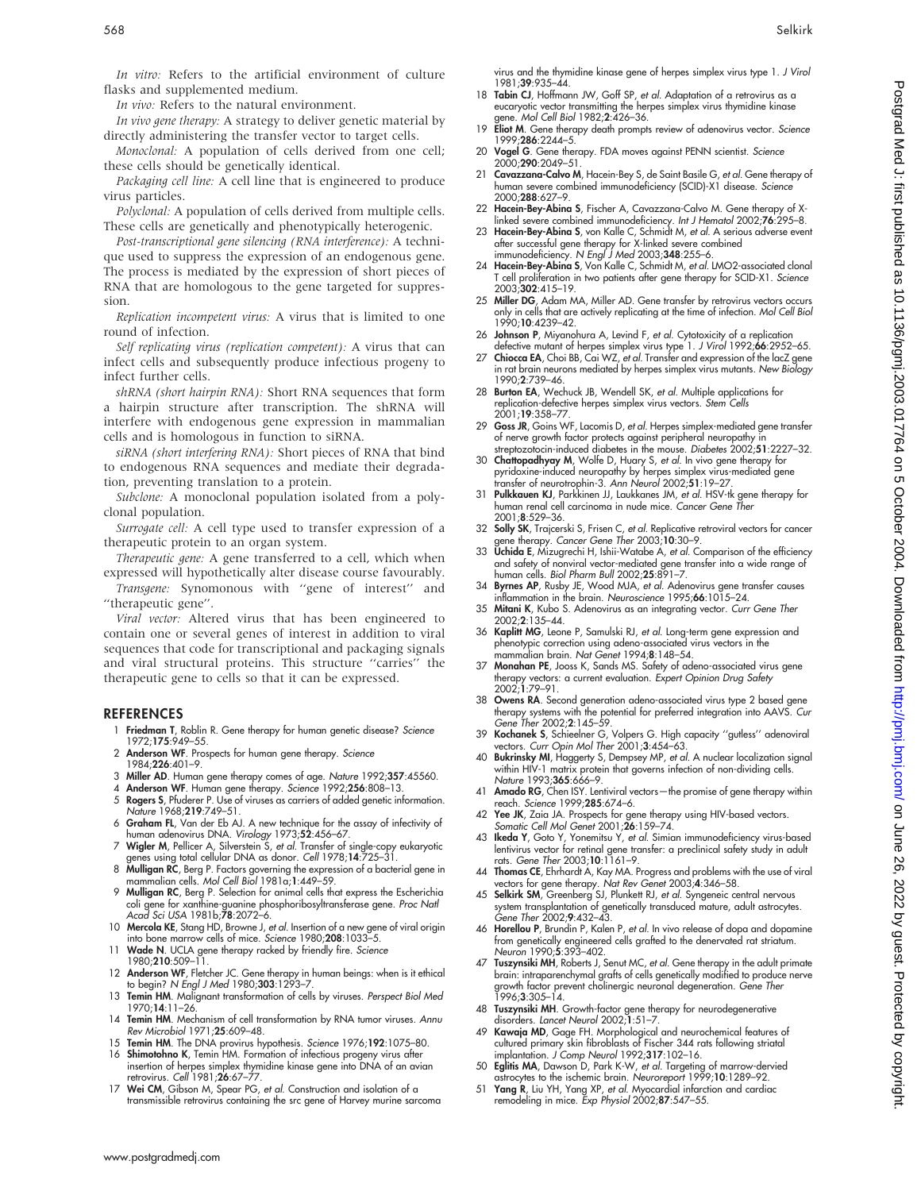*In vitro:* Refers to the artificial environment of culture flasks and supplemented medium.

*In vivo:* Refers to the natural environment.

*In vivo gene therapy:* A strategy to deliver genetic material by directly administering the transfer vector to target cells.

*Monoclonal:* A population of cells derived from one cell; these cells should be genetically identical.

*Packaging cell line:* A cell line that is engineered to produce virus particles.

*Polyclonal:* A population of cells derived from multiple cells. These cells are genetically and phenotypically heterogenic.

*Post-transcriptional gene silencing (RNA interference):* A technique used to suppress the expression of an endogenous gene. The process is mediated by the expression of short pieces of RNA that are homologous to the gene targeted for suppression.

*Replication incompetent virus:* A virus that is limited to one round of infection.

*Self replicating virus (replication competent):* A virus that can infect cells and subsequently produce infectious progeny to infect further cells.

*shRNA (short hairpin RNA):* Short RNA sequences that form a hairpin structure after transcription. The shRNA will interfere with endogenous gene expression in mammalian cells and is homologous in function to siRNA.

*siRNA (short interfering RNA):* Short pieces of RNA that bind to endogenous RNA sequences and mediate their degradation, preventing translation to a protein.

*Subclone:* A monoclonal population isolated from a polyclonal population.

*Surrogate cell:* A cell type used to transfer expression of a therapeutic protein to an organ system.

*Therapeutic gene:* A gene transferred to a cell, which when expressed will hypothetically alter disease course favourably.

*Transgene:* Synomonous with ''gene of interest'' and ''therapeutic gene''.

*Viral vector:* Altered virus that has been engineered to contain one or several genes of interest in addition to viral sequences that code for transcriptional and packaging signals and viral structural proteins. This structure ''carries'' the therapeutic gene to cells so that it can be expressed.

## REFERENCES

1. **Friedman T**, Roblin R. Gene therapy for human genetic disease? *Science* 1972;**175**:949–55.
2. **Anderson WF**. Prospects for human gene therapy. *Science* 1984;**226**:401–9.
3. **Miller AD**. Human gene therapy comes of age. *Nature* 1992;**357**:45560.
4. **Anderson WF**. Human gene therapy. *Science* 1992;**256**:808–13.
5. **Rogers S**, Pfuderer P. Use of viruses as carriers of added genetic information. *Nature* 1968;**219**:749–51.
6. **Graham FL**, Van der Eb AJ. A new technique for the assay of infectivity of human adenovirus DNA. *Virology* 1973;**52**:456–67.
7. **Wigler M**, Pellicer A, Silverstein S, *et al*. Transfer of single-copy eukaryotic genes using total cellular DNA as donor. *Cell* 1978;**14**:725–31.
8. **Mulligan RC**, Berg P. Factors governing the expression of a bacterial gene in mammalian cells. *Mol Cell Biol* 1981a;**1**:449–59.
9. **Mulligan RC**, Berg P. Selection for animal cells that express the Escherichia coli gene for xanthine-guanine phosphoribosyltransferase gene. *Proc Natl Acad Sci USA* 1981b;**78**:2072–6.
10. **Mercola KE**, Stang HD, Browne J, *et al*. Insertion of a new gene of viral origin into bone marrow cells of mice. *Science* 1980;**208**:1033–5.
11. **Wade N**. UCLA gene therapy racked by friendly fire. *Science* 1980;**210**:509–11.
12. **Anderson WF**, Fletcher JC. Gene therapy in human beings: when is it ethical to begin? *N Engl J Med* 1980;**303**:1293–7.
13. **Temin HM**. Malignant transformation of cells by viruses. *Perspect Biol Med* 1970;**14**:11–26.
14. **Temin HM**. Mechanism of cell transformation by RNA tumor viruses. *Annu Rev Microbiol* 1971;**25**:609–48.
15. **Temin HM**. The DNA provirus hypothesis. *Science* 1976;**192**:1075–80.
16. **Shimotohno K**, Temin HM. Formation of infectious progeny virus after insertion of herpes simplex thymidine kinase gene into DNA of an avian retrovirus. *Cell* 1981;**26**:67–77.
17. **Wei CM**, Gibson M, Spear PG, *et al*. Construction and isolation of a transmissible retrovirus containing the src gene of Harvey murine sarcoma virus and the thymidine kinase gene of herpes simplex virus type 1. *J Virol* 1981;**39**:935–44.
18. **Tabin CJ**, Hoffmann JW, Goff SP, *et al*. Adaptation of a retrovirus as a eucaryotic vector transmitting the herpes simplex virus thymidine kinase gene. *Mol Cell Biol* 1982;**2**:426–36.
19. **Eliot M**. Gene therapy death prompts review of adenovirus vector. *Science* 1999;**286**:2244–5.
20. **Vogel G**. Gene therapy. FDA moves against PENN scientist. *Science* 2000;**290**:2049–51.
21. **Cavazzana-Calvo M**, Hacein-Bey S, de Saint Basile G, *et al*. Gene therapy of human severe combined immunodeficiency (SCID)-X1 disease. *Science* 2000;**288**:627–9.
22. **Hacein-Bey-Abina S**, Fischer A, Cavazzana-Calvo M. Gene therapy of X-linked severe combined immunodeficiency. *Int J Hematol* 2002;**76**:295–8.
23. **Hacein-Bey-Abina S**, von Kalle C, Schmidt M, *et al*. A serious adverse event after successful gene therapy for X-linked severe combined immunodeficiency. *N Engl J Med* 2003;**348**:255–6.
24. **Hacein-Bey-Abina S**, Von Kalle C, Schmidt M, *et al*. LMO2-associated clonal T cell proliferation in two patients after gene therapy for SCID-X1. *Science* 2003;**302**:415–19.
25. **Miller DG**, Adam MA, Miller AD. Gene transfer by retrovirus vectors occurs only in cells that are actively replicating at the time of infection. *Mol Cell Biol* 1990;**10**:4239–42.
26. **Johnson P**, Miyanohura A, Levind F, *et al*. Cytotoxicity of a replication defective mutant of herpes simplex virus type 1. *J Virol* 1992;**66**:2952–65.
27. **Chiocca EA**, Choi BB, Cai WZ, *et al*. Transfer and expression of the lacZ gene in rat brain neurons mediated by herpes simplex virus mutants. *New Biology* 1990;**2**:739–46.
28. **Burton EA**, Wechuck JB, Wendell SK, *et al*. Multiple applications for replication-defective herpes simplex virus vectors. *Stem Cells* 2001;**19**:358–77.
29. **Goss JR**, Goins WF, Lacomis D, *et al*. Herpes simplex-mediated gene transfer of nerve growth factor protects against peripheral neuropathy in streptozotocin-induced diabetes in the mouse. *Diabetes* 2002;**51**:2227–32.
30. **Chattopadhyay M**, Wolfe D, Huary S, *et al*. In vivo gene therapy for pyridoxine-induced neuropathy by herpes simplex virus-mediated gene transfer of neurotrophin-3. *Ann Neurol* 2002;**51**:19–27.
31. **Pulkkauen KJ**, Parkkinen JJ, Laukkanes JM, *et al*. HSV-tk gene therapy for human renal cell carcinoma in nude mice. *Cancer Gene Ther* 2001;**8**:529–36.
32. **Solly SK**, Trajcerski S, Frisen C, *et al*. Replicative retroviral vectors for cancer gene therapy. *Cancer Gene Ther* 2003;**10**:30–9.
33. **Uchida E**, Mizugrechi H, Ishii-Watabe A, *et al*. Comparison of the efficiency and safety of nonviral vector-mediated gene transfer into a wide range of human cells. *Biol Pharm Bull* 2002;**25**:891–7.
34. **Byrnes AP**, Rusby JE, Wood MJA, *et al*. Adenovirus gene transfer causes inflammation in the brain. *Neuroscience* 1995;**66**:1015–24.
35. **Mitani K**, Kubo S. Adenovirus as an integrating vector. *Curr Gene Ther* 2002;**2**:135–44.
36. **Kaplitt MG**, Leone P, Samulski RJ, *et al*. Long-term gene expression and phenotypic correction using adeno-associated virus vectors in the mammalian brain. *Nat Genet* 1994;**8**:148–54.
37. **Monahan PE**, Jooss K, Sands MS. Safety of adeno-associated virus gene therapy vectors: a current evaluation. *Expert Opinion Drug Safety* 2002;**1**:79–91.
38. **Owens RA**. Second generation adeno-associated virus type 2 based gene therapy systems with the potential for preferred integration into AAVS. *Cur Gene Ther* 2002;**2**:145–59.
39. **Kochanek S**, Schieelner G, Volpers G. High capacity ''gutless'' adenoviral vectors. *Curr Opin Mol Ther* 2001;**3**:454–63.
40. **Bukrinsky MI**, Haggerty S, Dempsey MP, *et al*. A nuclear localization signal within HIV-1 matrix protein that governs infection of non-dividing cells. *Nature* 1993;**365**:666–9.
41. **Amado RG**, Chen ISY. Lentiviral vectors—the promise of gene therapy within reach. *Science* 1999;**285**:674–6.
42. **Yee JK**, Zaia JA. Prospects for gene therapy using HIV-based vectors. *Somatic Cell Mol Genet* 2001;**26**:159–74.
43. **Ikeda Y**, Goto Y, Yonemitsu Y, *et al*. Simian immunodeficiency virus-based lentivirus vector for retinal gene transfer: a preclinical safety study in adult rats. *Gene Ther* 2003;**10**:1161–9.
44. **Thomas CE**, Ehrhardt A, Kay MA. Progress and problems with the use of viral vectors for gene therapy. *Nat Rev Genet* 2003;**4**:346–58.
45. **Selkirk SM**, Greenberg SJ, Plunkett RJ, *et al*. Syngeneic central nervous system transplantation of genetically transduced mature, adult astrocytes. *Gene Ther* 2002;**9**:432–43.
46. **Horellou P**, Brundin P, Kalen P, *et al*. In vivo release of dopa and dopamine from genetically engineered cells grafted to the denervated rat striatum. *Neuron* 1990;**5**:393–402.
47. **Tuszynsiki MH**, Roberts J, Senut MC, *et al*. Gene therapy in the adult primate brain: intraparenchymal grafts of cells genetically modified to produce nerve growth factor prevent cholinergic neuronal degeneration. *Gene Ther* 1996;**3**:305–14.
48. **Tuszynsiki MH**. Growth-factor gene therapy for neurodegenerative disorders. *Lancet Neurol* 2002;**1**:51–7.
49. **Kawaja MD**, Gage FH. Morphological and neurochemical features of cultured primary skin fibroblasts of Fischer 344 rats following striatal implantation. *J Comp Neurol* 1992;**317**:102–16.
50. **Eglitis MA**, Dawson D, Park K-W, *et al*. Targeting of marrow-dervied astrocytes to the ischemic brain. *Neuroreport* 1999;**10**:1289–92.
51. **Yang R**, Liu YH, Yang XP, *et al*. Myocardial infarction and cardiac remodeling in mice. *Exp Physiol* 2002;**87**:547–55.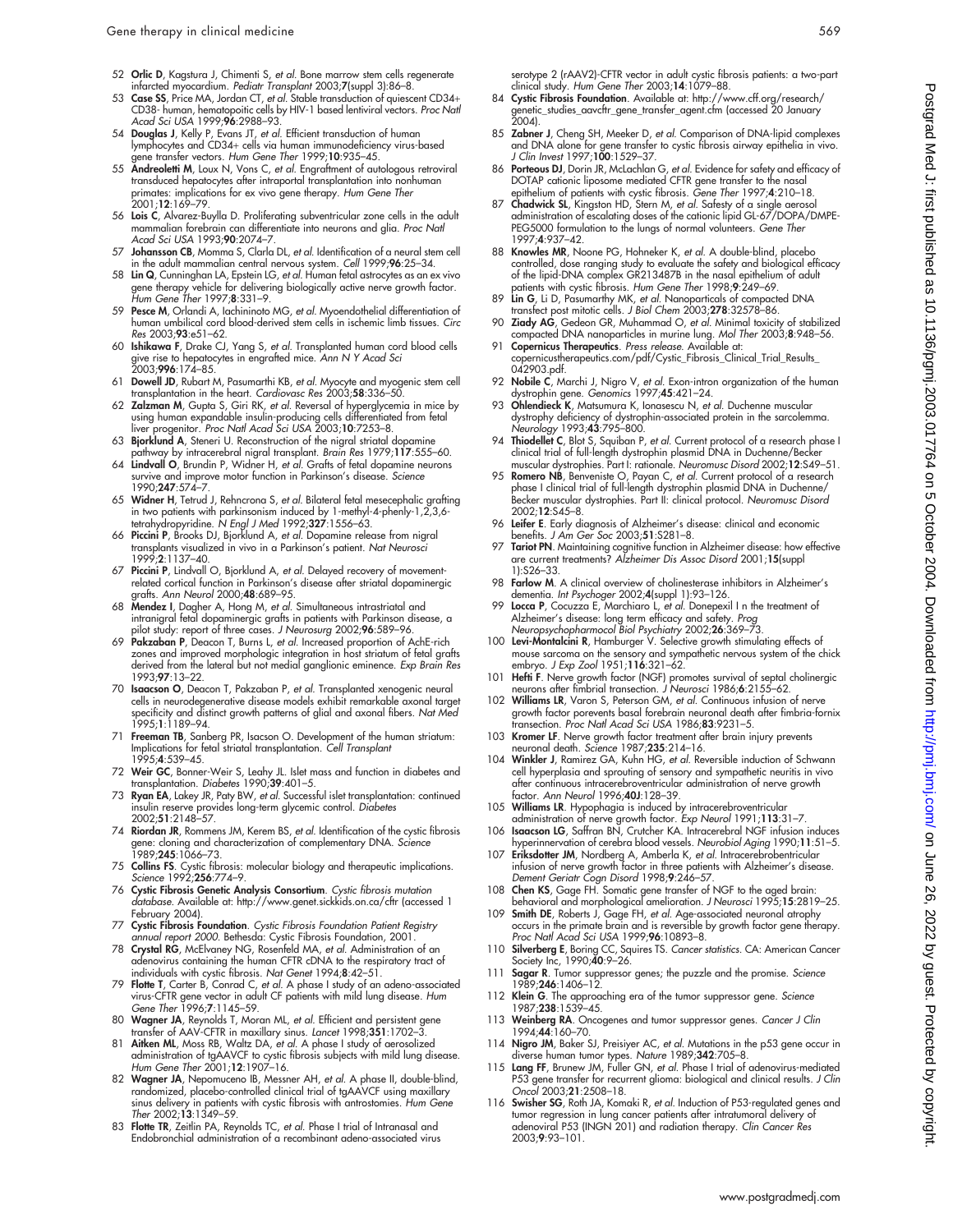52 **Orlic D**, Kagstura J, Chimenti S, *et al.* Bone marrow stem cells regenerate infarcted myocardium. *Pediatr Transplant* 2003;**7**(suppl 3):86–8.
53 **Case SS**, Price MA, Jordan CT, *et al.* Stable transduction of quiescent CD34+ CD38- human, hematopoitic cells by HIV-1 based lentiviral vectors. *Proc Natl Acad Sci USA* 1999;**96**:2988–93.
54 **Douglas J**, Kelly P, Evans JT, *et al.* Efficient transduction of human lymphocytes and CD34+ cells via human immunodeficiency virus-based gene transfer vectors. *Hum Gene Ther* 1999;**10**:935–45.
55 **Andreoletti M**, Loux N, Vons C, *et al.* Engraftment of autologous retroviral transduced hepatocytes after intraportal transplantation into nonhuman primates: implications for ex vivo gene therapy. *Hum Gene Ther* 2001;**12**:169–79.
56 **Lois C**, Alvarez-Buylla D. Proliferating subventricular zone cells in the adult mammalian forebrain can differentiate into neurons and glia. *Proc Natl Acad Sci USA* 1993;**90**:2074–7.
57 **Johansson CB**, Momma S, Clarla DL, *et al.* Identification of a neural stem cell in the adult mammalian central nervous system. *Cell* 1999;**96**:25–34.
58 **Lin Q**, Cunninghan LA, Epstein LG, *et al.* Human fetal astrocytes as an ex vivo gene therapy vehicle for delivering biologically active nerve growth factor. *Hum Gene Ther* 1997;**8**:331–9.
59 **Pesce M**, Orlandi A, Iachininoto MG, *et al.* Myoendothelial differentiation of human umbilical cord blood-derived stem cells in ischemic limb tissues. *Circ Res* 2003;**93**:e51–62.
60 **Ishikawa F**, Drake CJ, Yang S, *et al.* Transplanted human cord blood cells give rise to hepatocytes in engrafted mice. *Ann N Y Acad Sci* 2003;**996**:174–85.
61 **Dowell JD**, Rubart M, Pasumarthi KB, *et al.* Myocyte and myogenic stem cell transplantation in the heart. *Cardiovasc Res* 2003;**58**:336–50.
62 **Zalzman M**, Gupta S, Giri RK, *et al.* Reversal of hyperglycemia in mice by using human expandable insulin-producing cells differentiated from fetal liver progenitor. *Proc Natl Acad Sci USA* 2003;**10**:7253–8.
63 **Bjorklund A**, Steneri U. Reconstruction of the nigral striatal dopamine pathway by intracerebral nigral transplant. *Brain Res* 1979;**117**:555–60.
64 **Lindvall O**, Brundin P, Widner H, *et al.* Grafts of fetal dopamine neurons survive and improve motor function in Parkinson's disease. *Science* 1990;**247**:574–7.
65 **Widner H**, Tetrud J, Rehncrona S, *et al.* Bilateral fetal mesecephalic grafting in two patients with parkinsonism induced by 1-methyl-4-phenly-1,2,3,6-tetrahydropyridine. *N Engl J Med* 1992;**327**:1556–63.
66 **Piccini P**, Brooks DJ, Bjorklund A, *et al.* Dopamine release from nigral transplants visualized in vivo in a Parkinson's patient. *Nat Neurosci* 1999;**2**:1137–40.
67 **Piccini P**, Lindvall O, Bjorklund A, *et al.* Delayed recovery of movement-related cortical function in Parkinson's disease after striatal dopaminergic grafts. *Ann Neurol* 2000;**48**:689–95.
68 **Mendez I**, Dagher A, Hong M, *et al.* Simultaneous intrastriatal and intranigral fetal dopaminergic grafts in patients with Parkinson disease, a pilot study: report of three cases. *J Neurosurg* 2002;**96**:589–96.
69 **Pakzaban P**, Deacon T, Burns L, *et al.* Increased proportion of AchE-rich zones and improved morphologic integration in host striatum of fetal grafts derived from the lateral but not medial ganglionic eminence. *Exp Brain Res* 1993;**97**:13–22.
70 **Isaacson O**, Deacon T, Pakzaban P, *et al.* Transplanted xenogenic neural cells in neurodegenerative disease models exhibit remarkable axonal target specificity and distinct growth patterns of glial and axonal fibers. *Nat Med* 1995;**1**:1189–94.
71 **Freeman TB**, Sanberg PR, Isacson O. Development of the human striatum: Implications for fetal striatal transplantation. *Cell Transplant* 1995;**4**:539–45.
72 **Weir GC**, Bonner-Weir S, Leahy JL. Islet mass and function in diabetes and transplantation. *Diabetes* 1990;**39**:401–5.
73 **Ryan EA**, Lakey JR, Paty BW, *et al.* Successful islet transplantation: continued insulin reserve provides long-term glycemic control. *Diabetes* 2002;**51**:2148–57.
74 **Riordan JR**, Rommens JM, Kerem BS, *et al.* Identification of the cystic fibrosis gene: cloning and characterization of complementary DNA. *Science* 1989;**245**:1066–73.
75 **Collins FS**. Cystic fibrosis: molecular biology and therapeutic implications. *Science* 1992;**256**:774–9.
76 **Cystic Fibrosis Genetic Analysis Consortium**. *Cystic fibrosis mutation database.* Available at: http://www.genet.sickkids.on.ca/cftr (accessed 1 February 2004).
77 **Cystic Fibrosis Foundation**. *Cystic Fibrosis Foundation Patient Registry annual report 2000.* Bethesda: Cystic Fibrosis Foundation, 2001.
78 **Crystal RG**, McElvaney NG, Rosenfeld MA, *et al.* Administration of an adenovirus containing the human CFTR cDNA to the respiratory tract of individuals with cystic fibrosis. *Nat Genet* 1994;**8**:42–51.
79 **Flotte T**, Carter B, Conrad C, *et al.* A phase I study of an adeno-associated virus-CFTR gene vector in adult CF patients with mild lung disease. *Hum Gene Ther* 1996;**7**:1145–59.
80 **Wagner JA**, Reynolds T, Moran ML, *et al.* Efficient and persistent gene transfer of AAV-CFTR in maxillary sinus. *Lancet* 1998;**351**:1702–3.
81 **Aitken ML**, Moss RB, Waltz DA, *et al.* A phase I study of aerosolized administration of tgAAVCF to cystic fibrosis subjects with mild lung disease. *Hum Gene Ther* 2001;**12**:1907–16.
82 **Wagner JA**, Nepomuceno IB, Messner AH, *et al.* A phase II, double-blind, randomized, placebo-controlled clinical trial of tgAAVCF using maxillary sinus delivery in patients with cystic fibrosis with antrostomies. *Hum Gene Ther* 2002;**13**:1349–59.
83 **Flotte TR**, Zeitlin PA, Reynolds TC, *et al.* Phase I trial of Intranasal and Endobronchial administration of a recombinant adeno-associated virus serotype 2 (rAAV2)-CFTR vector in adult cystic fibrosis patients: a two-part clinical study. *Hum Gene Ther* 2003;**14**:1079–88.
84 **Cystic Fibrosis Foundation**. Available at: http://www.cff.org/research/genetic_studies_aavcftr_gene_transfer_agent.cfm (accessed 20 January 2004).
85 **Zabner J**, Cheng SH, Meeker D, *et al.* Comparison of DNA-lipid complexes and DNA alone for gene transfer to cystic fibrosis airway epithelia in vivo. *J Clin Invest* 1997;**100**:1529–37.
86 **Porteous DJ**, Dorin JR, McLachlan G, *et al.* Evidence for safety and efficacy of DOTAP cationic liposome mediated CFTR gene transfer to the nasal epithelium of patients with cystic fibrosis. *Gene Ther* 1997;**4**:210–18.
87 **Chadwick SL**, Kingston HD, Stern M, *et al.* Safety of a single aerosol administration of escalating doses of the cationic lipid GL-67/DOPA/DMPE-PEG5000 formulation to the lungs of normal volunteers. *Gene Ther* 1997;**4**:937–42.
88 **Knowles MR**, Noone PG, Hohneker K, *et al.* A double-blind, placebo controlled, dose ranging study to evaluate the safety and biological efficacy of the lipid-DNA complex GR213487B in the nasal epithelium of adult patients with cystic fibrosis. *Hum Gene Ther* 1998;**9**:249–69.
89 **Lin G**, Li D, Pasumarthy MK, *et al.* Nanoparticals of compacted DNA transfect post mitotic cells. *J Biol Chem* 2003;**278**:32578–86.
90 **Ziady AG**, Gedeon GR, Muhammad O, *et al.* Minimal toxicity of stabilized compacted DNA nanoparticles in murine lung. *Mol Ther* 2003;**8**:948–56.
91 **Copernicus Therapeutics**. *Press release.* Available at: copernicustherapeutics.com/pdf/Cystic_Fibrosis_Clinical_Trial_Results_042903.pdf.
92 **Nobile C**, Marchi J, Nigro V, *et al.* Exon-intron organization of the human dystrophin gene. *Genomics* 1997;**45**:421–24.
93 **Ohlendieck K**, Matsumura K, Ionasescu N, *et al.* Duchenne muscular dystrophy deficiency of dystrophin-associated protein in the sarcolemma. *Neurology* 1993;**43**:795–800.
94 **Thiodellet C**, Blot S, Squiban P, *et al.* Current protocol of a research phase I clinical trial of full-length dystrophin plasmid DNA in Duchenne/Becker muscular dystrophies. Part I: rationale. *Neuromusc Disord* 2002;**12**:S49–51.
95 **Romero NB**, Benveniste O, Payan C, *et al.* Current protocol of a research phase I clinical trial of full-length dystrophin plasmid DNA in Duchenne/Becker muscular dystrophies. Part II: clinical protocol. *Neuromusc Disord* 2002;**12**:S45–8.
96 **Leifer E**. Early diagnosis of Alzheimer's disease: clinical and economic benefits. *J Am Ger Soc* 2003;**51**:S281–8.
97 **Tariot PN**. Maintaining cognitive function in Alzheimer disease: how effective are current treatments? *Alzheimer Dis Assoc Disord* 2001;**15**(suppl 1):S26–33.
98 **Farlow M**. A clinical overview of cholinesterase inhibitors in Alzheimer's dementia. *Int Psychoger* 2002;**4**(suppl 1):93–126.
99 **Locca P**, Cocuzza E, Marchiaro L, *et al.* Donepexil I n the treatment of Alzheimer's disease: long term efficacy and safety. *Prog Neuropsychopharmocol Biol Psychiatry* 2002;**26**:369–73.
100 **Levi-Montalcini R**, Hamburger V. Selective growth stimulating effects of mouse sarcoma on the sensory and sympathetic nervous system of the chick embryo. *J Exp Zool* 1951;**116**:321–62.
101 **Hefti F**. Nerve growth factor (NGF) promotes survival of septal cholinergic neurons after fimbrial transection. *J Neurosci* 1986;**6**:2155–62.
102 **Williams LR**, Varon S, Peterson GM, *et al.* Continuous infusion of nerve growth factor porevents basal forebrain neuronal death after fimbria-fornix transection. *Proc Natl Acad Sci USA* 1986;**83**:9231–5.
103 **Kromer LF**. Nerve growth factor treatment after brain injury prevents neuronal death. *Science* 1987;**235**:214–16.
104 **Winkler J**, Ramirez GA, Kuhn HG, *et al.* Reversible induction of Schwann cell hyperplasia and sprouting of sensory and sympathetic neuritis in vivo after continuous intracerebroventricular administration of nerve growth factor. *Ann Neurol* 1996;**40J**:128–39.
105 **Williams LR**. Hypophagia is induced by intracerebroventricular administration of nerve growth factor. *Exp Neurol* 1991;**113**:31–7.
106 **Isaacson LG**, Saffran BN, Crutcher KA. Intracerebral NGF infusion induces hyperinnervation of cerebra blood vessels. *Neurobiol Aging* 1990;**11**:51–5.
107 **Eriksdotter JM**, Nordberg A, Amberla K, *et al.* Intracerebrobentricular infusion of nerve growth factor in three patients with Alzheimer's disease. *Dement Geriatr Cogn Disord* 1998;**9**:246–57.
108 **Chen KS**, Gage FH. Somatic gene transfer of NGF to the aged brain: behavioral and morphological amelioration. *J Neurosci* 1995;**15**:2819–25.
109 **Smith DE**, Roberts J, Gage FH, *et al.* Age-associated neuronal atrophy occurs in the primate brain and is reversible by growth factor gene therapy. *Proc Natl Acad Sci USA* 1999;**96**:10893–8.
110 **Silverberg E**, Boring CC, Squires TS. *Cancer statistics.* CA: American Cancer Society Inc, 1990;**40**:9–26.
111 **Sagar R**. Tumor suppressor genes; the puzzle and the promise. *Science* 1989;**246**:1406–12.
112 **Klein G**. The approaching era of the tumor suppressor gene. *Science* 1987;**238**:1539–45.
113 **Weinberg RA**. Oncogenes and tumor suppressor genes. *Cancer J Clin* 1994;**44**:160–70.
114 **Nigro JM**, Baker SJ, Preisiyer AC, *et al.* Mutations in the p53 gene occur in diverse human tumor types. *Nature* 1989;**342**:705–8.
115 **Lang FF**, Brunew JM, Fuller GN, *et al.* Phase I trial of adenovirus-mediated P53 gene therapy for recurrent glioma: biological and clinical results. *J Clin Oncol* 2003;**21**:2508–18.
116 **Swisher SG**, Roth JA, Komaki R, *et al.* Induction of P53-regulated genes and tumor regression in lung cancer patients after intratumoral delivery of adenoviral P53 (INGN 201) and radiation therapy. *Clin Cancer Res* 2003;**9**:93–101.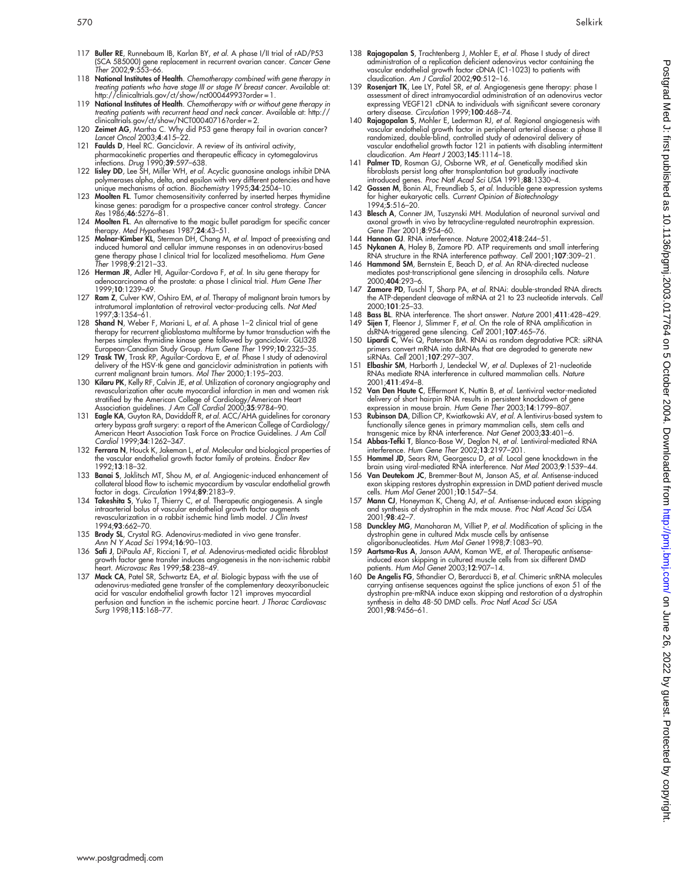117 **Buller RE**, Runnebaum IB, Karlan BY, *et al*. A phase I/II trial of rAD/P53 (SCA 585000) gene replacement in recurrent ovarian cancer. *Cancer Gene Ther* 2002;**9**:553–66.

118 **National Institutes of Health**. *Chemotherapy combined with gene therapy in treating patients who have stage III or stage IV breast cancer*. Available at: http://clinicaltrials.gov/ct/show/nct00044993?order = 1.

119 **National Institutes of Health**. *Chemotherapy with or without gene therapy in treating patients with recurrent head and neck cancer*. Available at: http://clinicaltrials.gov/ct/show/NCT00040716?order = 2.

120 **Zeimet AG**, Martha C. Why did P53 gene therapy fail in ovarian cancer? *Lancet Oncol* 2003;**4**:415–22.

121 **Faulds D**, Heel RC. Ganciclovir. A review of its antiviral activity, pharmacokinetic properties and therapeutic efficacy in cytomegalovirus infections. *Drug* 1990;**39**:597–638.

122 **Iisley DD**, Lee SH, Miller WH, *et al*. Acyclic guanosine analogs inhibit DNA polymerases alpha, delta, and epsilon with very different potencies and have unique mechanisms of action. *Biochemistry* 1995;**34**:2504–10.

123 **Moolten FL**. Tumor chemosensitivity conferred by inserted herpes thymidine kinase genes: paradigm for a prospective cancer control strategy. *Cancer Res* 1986;**46**:5276–81.

124 **Moolten FL**. An alternative to the magic bullet paradigm for specific cancer therapy. *Med Hypotheses* 1987;**24**:43–51.

125 **Molnar-Kimber KL**, Sterman DH, Chang M, *et al*. Impact of preexisting and induced humoral and cellular immune responses in an adenovirus-based gene therapy phase I clinical trial for localized mesothelioma. *Hum Gene Ther* 1998;**9**:2121–33.

126 **Herman JR**, Adler HI, Aguilar-Cordova F, *et al*. In situ gene therapy for adenocarcinoma of the prostate: a phase I clinical trial. *Hum Gene Ther* 1999;**10**:1239–49.

127 **Ram Z**, Culver KW, Oshiro EM, *et al*. Therapy of malignant brain tumors by intratumoral implantation of retroviral vector-producing cells. *Nat Med* 1997;**3**:1354–61.

128 **Shand N**, Weber F, Mariani L, *et al*. A phase 1–2 clinical trial of gene therapy for recurrent glioblastoma multiforme by tumor transduction with the herpes simplex thymidine kinase gene followed by ganciclovir. GLI328 European-Canadian Study Group. *Hum Gene Ther* 1999;**10**:2325–35.

129 **Trask TW**, Trask RP, Aguilar-Cordova E, *et al*. Phase I study of adenoviral delivery of the HSV-tk gene and ganciclovir administration in patients with current malignant brain tumors. *Mol Ther* 2000;**1**:195–203.

130 **Kilaru PK**, Kelly RF, Calvin JE, *et al*. Utilization of coronary angiography and revascularization after acute myocardial infarction in men and women risk stratified by the American College of Cardiology/American Heart Association guidelines. *J Am Coll Cardiol* 2000;**35**:9784–90.

131 **Eagle KA**, Guyton RA, Daviddoff R, *et al*. ACC/AHA guidelines for coronary artery bypass graft surgery: a report of the American College of Cardiology/American Heart Association Task Force on Practice Guidelines. *J Am Coll Cardiol* 1999;**34**:1262–347.

132 **Ferrara N**, Houck K, Jakeman L, *et al*. Molecular and biological properties of the vascular endothelial growth factor family of proteins. *Endocr Rev* 1992;**13**:18–32.

133 **Banai S**, Jaklitsch MT, Shou M, *et al*. Angiogenic-induced enhancement of collateral blood flow to ischemic myocardium by vascular endothelial growth factor in dogs. *Circulation* 1994;**89**:2183–9.

134 **Takeshita S**, Yuko T, Thierry C, *et al*. Therapeutic angiogenesis. A single intraarterial bolus of vascular endothelial growth factor augments revascularization in a rabbit ischemic hind limb model. *J Clin Invest* 1994;**93**:662–70.

135 **Brody SL**, Crystal RG. Adenovirus-mediated in vivo gene transfer. *Ann N Y Acad Sci* 1994;**16**:90–103.

136 **Safi J**, DiPaula AF, Riccioni T, *et al*. Adenovirus-mediated acidic fibroblast growth factor gene transfer induces angiogenesis in the non-ischemic rabbit heart. *Microvasc Res* 1999;**58**:238–49.

137 **Mack CA**, Patel SR, Schwartz EA, *et al*. Biologic bypass with the use of adenovirus-mediated gene transfer of the complementary deoxyribonucleic acid for vascular endothelial growth factor 121 improves myocardial perfusion and function in the ischemic porcine heart. *J Thorac Cardiovasc Surg* 1998;**115**:168–77.

138 **Rajagopalan S**, Trachtenberg J, Mohler E, *et al*. Phase I study of direct administration of a replication deficient adenovirus vector containing the vascular endothelial growth factor cDNA (C1-1023) to patients with claudication. *Am J Cardiol* 2002;**90**:512–16.

139 **Rosenjart TK**, Lee LY, Patel SR, *et al*. Angiogenesis gene therapy: phase I assessment of direct intramyocardial administration of an adenovirus vector expressing VEGF121 cDNA to individuals with significant severe coronary artery disease. *Circulation* 1999;**100**:468–74.

140 **Rajagopalan S**, Mohler E, Lederman RJ, *et al*. Regional angiogenesis with vascular endothelial growth factor in peripheral arterial disease: a phase II randomized, double-blind, controlled study of adenoviral delivery of vascular endothelial growth factor 121 in patients with disabling intermittent claudication. *Am Heart J* 2003;**145**:1114–18.

141 **Palmer TD**, Rosman GJ, Osborne WR, *et al*. Genetically modified skin fibroblasts persist long after transplantation but gradually inactivate introduced genes. *Proc Natl Acad Sci USA* 1991;**88**:1330–4.

142 **Gossen M**, Bonin AL, Freundlieb S, *et al*. Inducible gene expression systems for higher eukaryotic cells. *Current Opinion of Biotechnology* 1994;**5**:516–20.

143 **Blesch A**, Conner JM, Tuszynski MH. Modulation of neuronal survival and axonal growth in vivo by tetracycline-regulated neurotrophin expression. *Gene Ther* 2001;**8**:954–60.

144 **Hannon GJ**. RNA interference. *Nature* 2002;**418**:244–51.

145 **Nykanen A**, Haley B, Zamore PD. ATP requirements and small interfering RNA structure in the RNA interference pathway. *Cell* 2001;**107**:309–21.

146 **Hammond SM**, Bernstein E, Beach D, *et al*. An RNA-directed nuclease mediates post-transcriptional gene silencing in drosophila cells. *Nature* 2000;**404**:293–6.

147 **Zamore PD**, Tuschl T, Sharp PA, *et al*. RNAi: double-stranded RNA directs the ATP-dependent cleavage of mRNA at 21 to 23 nucleotide intervals. *Cell* 2000;**101**:25–33.

148 **Bass BL**. RNA interference. The short answer. *Nature* 2001;**411**:428–429.

149 **Sijen T**, Fleenor J, Slimmer F, *et al*. On the role of RNA amplification in dsRNA-triggered gene silencing. *Cell* 2001;**107**:465–76.

150 **Lipardi C**, Wei Q, Paterson BM. RNAi as random degradative PCR: siRNA primers convert mRNA into dsRNAs that are degraded to generate new siRNAs. *Cell* 2001;**107**:297–307.

151 **Elbashir SM**, Harborth J, Lendeckel W, *et al*. Duplexes of 21-nucleotide RNAs mediate RNA interference in cultured mammalian cells. *Nature* 2001;**411**:494–8.

152 **Van Den Haute C**, Effermont K, Nuttin B, *et al*. Lentiviral vector-mediated delivery of short hairpin RNA results in persistent knockdown of gene expression in mouse brain. *Hum Gene Ther* 2003;**14**:1799–807.

153 **Rubinson DA**, Dillion CP, Kwiatkowski AV, *et al*. A lentivirus-based system to functionally silence genes in primary mammalian cells, stem cells and transgenic mice by RNA interference. *Nat Genet* 2003;**33**:401–6.

154 **Abbas-Tefki T**, Blanco-Bose W, Deglon N, *et al*. Lentiviral-mediated RNA interference. *Hum Gene Ther* 2002;**13**:2197–201.

155 **Hommel JD**, Sears RM, Georgescu D, *et al*. Local gene knockdown in the brain using viral-mediated RNA interference. *Nat Med* 2003;**9**:1539–44.

156 **Van Deutekom JC**, Bremmer-Bout M, Janson AS, *et al*. Antisense-induced exon skipping restores dystrophin expression in DMD patient derived muscle cells. *Hum Mol Genet* 2001;**10**:1547–54.

157 **Mann CJ**, Honeyman K, Cheng AJ, *et al*. Antisense-induced exon skipping and synthesis of dystrophin in the mdx mouse. *Proc Natl Acad Sci USA* 2001;**98**:42–7.

158 **Dunckley MG**, Manoharan M, Villiet P, *et al*. Modification of splicing in the dystrophin gene in cultured Mdx muscle cells by antisense oligoribonucleotides. *Hum Mol Genet* 1998;**7**:1083–90.

159 **Aartsma-Rus A**, Janson AAM, Kaman WE, *et al*. Therapeutic antisense-induced exon skipping in cultured muscle cells from six different DMD patients. *Hum Mol Genet* 2003;**12**:907–14.

160 **De Angelis FG**, Sthandier O, Berarducci B, *et al*. Chimeric snRNA molecules carrying antisense sequences against the splice junctions of exon 51 of the dystrophin pre-mRNA induce exon skipping and restoration of a dystrophin synthesis in delta 48-50 DMD cells. *Proc Natl Acad Sci USA* 2001;**98**:9456–61.